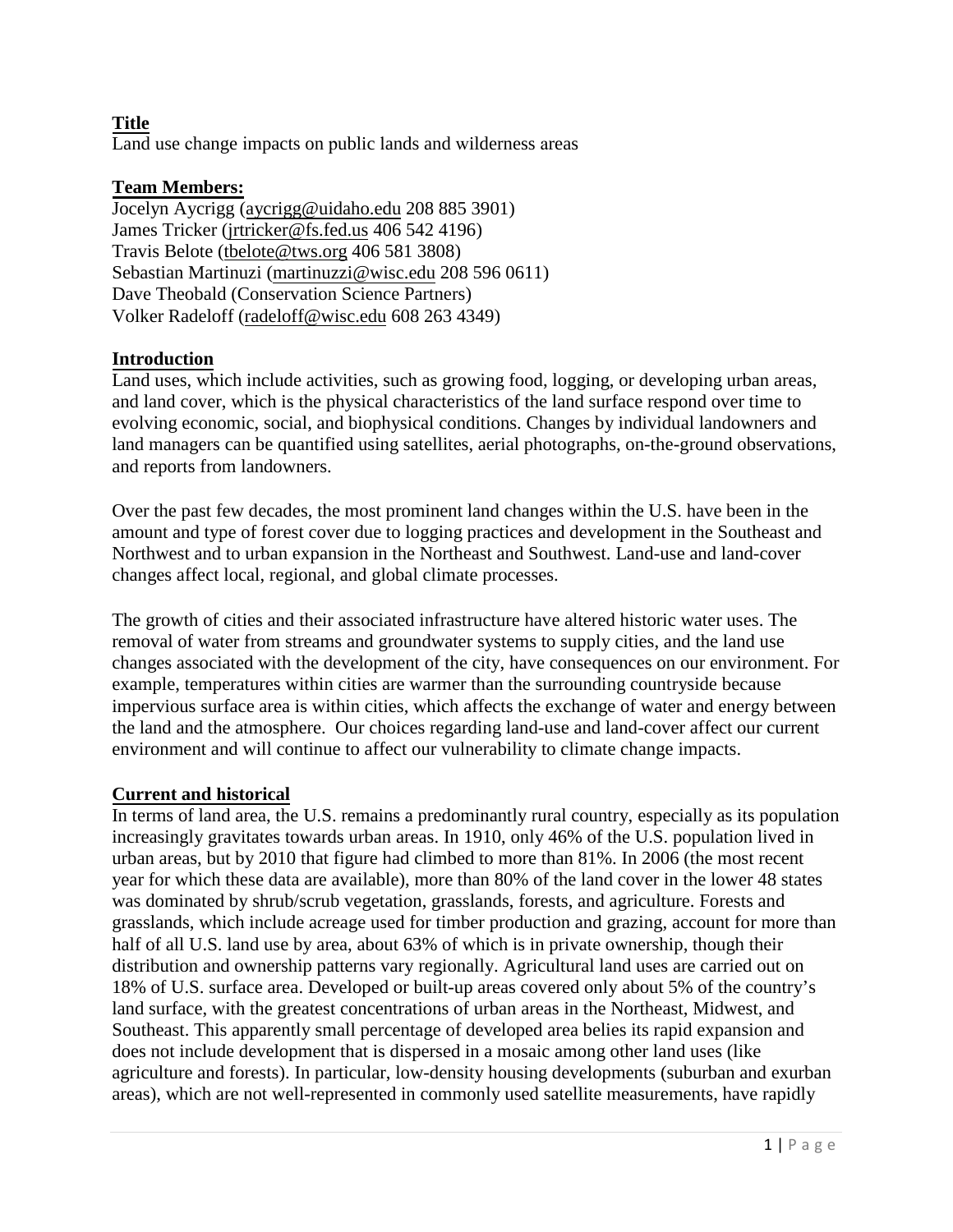**Title**

Land use change impacts on public lands and wilderness areas

**Team Members:**

Jocelyn Aycrigg (aycrigg@uidaho.edu 208 885 3901)
James Tricker (jrtricker@fs.fed.us 406 542 4196)
Travis Belote (tbelote@tws.org 406 581 3808)
Sebastian Martinuzi (martinuzzi@wisc.edu 208 596 0611)
Dave Theobald (Conservation Science Partners)
Volker Radeloff (radeloff@wisc.edu 608 263 4349)

**Introduction**

Land uses, which include activities, such as growing food, logging, or developing urban areas, and land cover, which is the physical characteristics of the land surface respond over time to evolving economic, social, and biophysical conditions. Changes by individual landowners and land managers can be quantified using satellites, aerial photographs, on-the-ground observations, and reports from landowners.

Over the past few decades, the most prominent land changes within the U.S. have been in the amount and type of forest cover due to logging practices and development in the Southeast and Northwest and to urban expansion in the Northeast and Southwest. Land-use and land-cover changes affect local, regional, and global climate processes.

The growth of cities and their associated infrastructure have altered historic water uses. The removal of water from streams and groundwater systems to supply cities, and the land use changes associated with the development of the city, have consequences on our environment. For example, temperatures within cities are warmer than the surrounding countryside because impervious surface area is within cities, which affects the exchange of water and energy between the land and the atmosphere. Our choices regarding land-use and land-cover affect our current environment and will continue to affect our vulnerability to climate change impacts.

**Current and historical**

In terms of land area, the U.S. remains a predominantly rural country, especially as its population increasingly gravitates towards urban areas. In 1910, only 46% of the U.S. population lived in urban areas, but by 2010 that figure had climbed to more than 81%. In 2006 (the most recent year for which these data are available), more than 80% of the land cover in the lower 48 states was dominated by shrub/scrub vegetation, grasslands, forests, and agriculture. Forests and grasslands, which include acreage used for timber production and grazing, account for more than half of all U.S. land use by area, about 63% of which is in private ownership, though their distribution and ownership patterns vary regionally. Agricultural land uses are carried out on 18% of U.S. surface area. Developed or built-up areas covered only about 5% of the country's land surface, with the greatest concentrations of urban areas in the Northeast, Midwest, and Southeast. This apparently small percentage of developed area belies its rapid expansion and does not include development that is dispersed in a mosaic among other land uses (like agriculture and forests). In particular, low-density housing developments (suburban and exurban areas), which are not well-represented in commonly used satellite measurements, have rapidly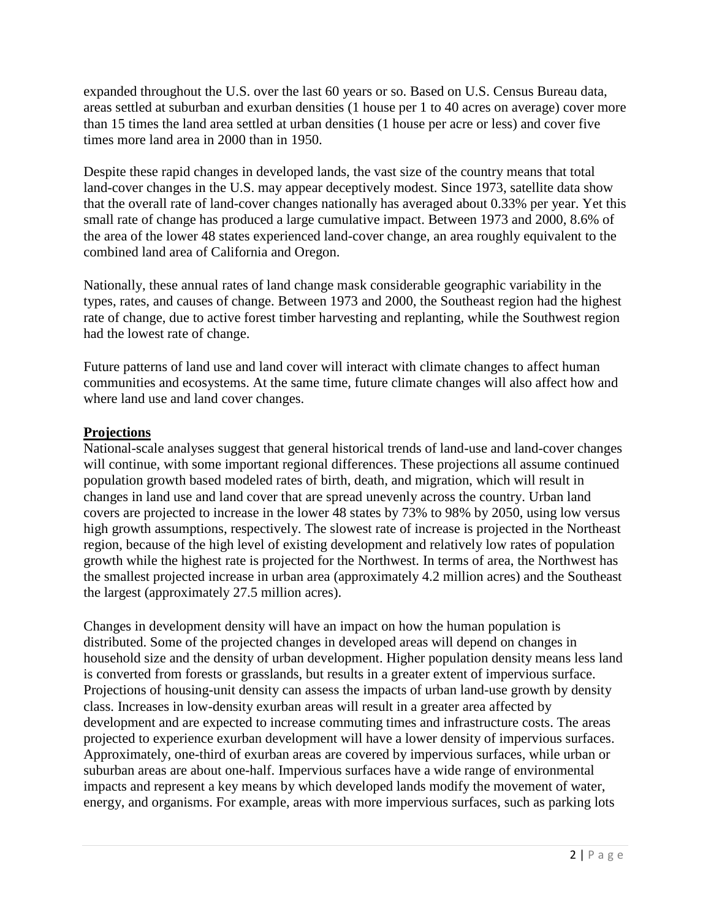expanded throughout the U.S. over the last 60 years or so. Based on U.S. Census Bureau data, areas settled at suburban and exurban densities (1 house per 1 to 40 acres on average) cover more than 15 times the land area settled at urban densities (1 house per acre or less) and cover five times more land area in 2000 than in 1950.

Despite these rapid changes in developed lands, the vast size of the country means that total land-cover changes in the U.S. may appear deceptively modest. Since 1973, satellite data show that the overall rate of land-cover changes nationally has averaged about 0.33% per year. Yet this small rate of change has produced a large cumulative impact. Between 1973 and 2000, 8.6% of the area of the lower 48 states experienced land-cover change, an area roughly equivalent to the combined land area of California and Oregon.

Nationally, these annual rates of land change mask considerable geographic variability in the types, rates, and causes of change. Between 1973 and 2000, the Southeast region had the highest rate of change, due to active forest timber harvesting and replanting, while the Southwest region had the lowest rate of change.

Future patterns of land use and land cover will interact with climate changes to affect human communities and ecosystems. At the same time, future climate changes will also affect how and where land use and land cover changes.

## **Projections**

National-scale analyses suggest that general historical trends of land-use and land-cover changes will continue, with some important regional differences. These projections all assume continued population growth based modeled rates of birth, death, and migration, which will result in changes in land use and land cover that are spread unevenly across the country. Urban land covers are projected to increase in the lower 48 states by 73% to 98% by 2050, using low versus high growth assumptions, respectively. The slowest rate of increase is projected in the Northeast region, because of the high level of existing development and relatively low rates of population growth while the highest rate is projected for the Northwest. In terms of area, the Northwest has the smallest projected increase in urban area (approximately 4.2 million acres) and the Southeast the largest (approximately 27.5 million acres).

Changes in development density will have an impact on how the human population is distributed. Some of the projected changes in developed areas will depend on changes in household size and the density of urban development. Higher population density means less land is converted from forests or grasslands, but results in a greater extent of impervious surface. Projections of housing-unit density can assess the impacts of urban land-use growth by density class. Increases in low-density exurban areas will result in a greater area affected by development and are expected to increase commuting times and infrastructure costs. The areas projected to experience exurban development will have a lower density of impervious surfaces. Approximately, one-third of exurban areas are covered by impervious surfaces, while urban or suburban areas are about one-half. Impervious surfaces have a wide range of environmental impacts and represent a key means by which developed lands modify the movement of water, energy, and organisms. For example, areas with more impervious surfaces, such as parking lots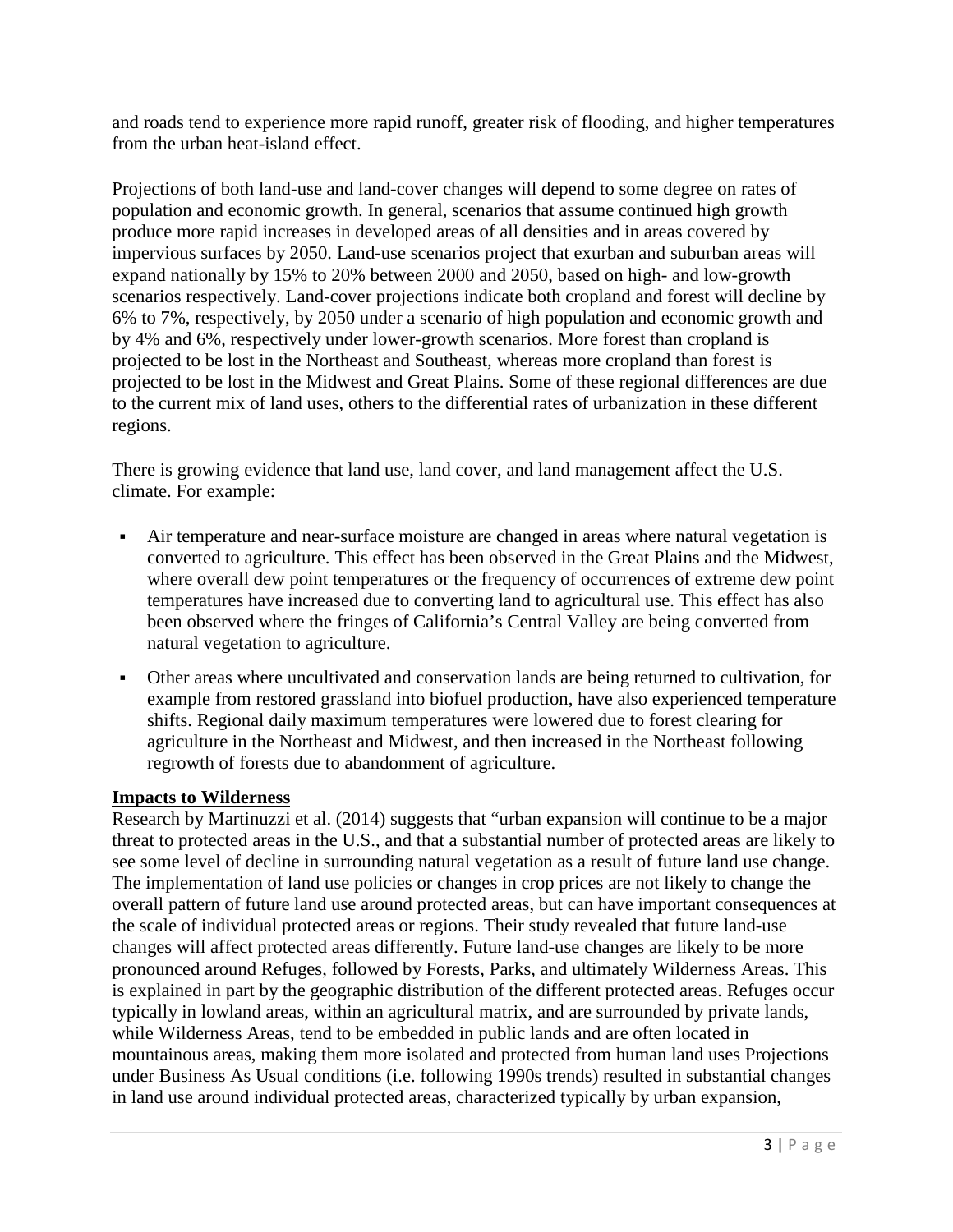and roads tend to experience more rapid runoff, greater risk of flooding, and higher temperatures from the urban heat-island effect.

Projections of both land-use and land-cover changes will depend to some degree on rates of population and economic growth. In general, scenarios that assume continued high growth produce more rapid increases in developed areas of all densities and in areas covered by impervious surfaces by 2050. Land-use scenarios project that exurban and suburban areas will expand nationally by 15% to 20% between 2000 and 2050, based on high- and low-growth scenarios respectively. Land-cover projections indicate both cropland and forest will decline by 6% to 7%, respectively, by 2050 under a scenario of high population and economic growth and by 4% and 6%, respectively under lower-growth scenarios. More forest than cropland is projected to be lost in the Northeast and Southeast, whereas more cropland than forest is projected to be lost in the Midwest and Great Plains. Some of these regional differences are due to the current mix of land uses, others to the differential rates of urbanization in these different regions.

There is growing evidence that land use, land cover, and land management affect the U.S. climate. For example:

- Air temperature and near-surface moisture are changed in areas where natural vegetation is converted to agriculture. This effect has been observed in the Great Plains and the Midwest, where overall dew point temperatures or the frequency of occurrences of extreme dew point temperatures have increased due to converting land to agricultural use. This effect has also been observed where the fringes of California's Central Valley are being converted from natural vegetation to agriculture.
- Other areas where uncultivated and conservation lands are being returned to cultivation, for example from restored grassland into biofuel production, have also experienced temperature shifts. Regional daily maximum temperatures were lowered due to forest clearing for agriculture in the Northeast and Midwest, and then increased in the Northeast following regrowth of forests due to abandonment of agriculture.

**Impacts to Wilderness**

Research by Martinuzzi et al. (2014) suggests that "urban expansion will continue to be a major threat to protected areas in the U.S., and that a substantial number of protected areas are likely to see some level of decline in surrounding natural vegetation as a result of future land use change. The implementation of land use policies or changes in crop prices are not likely to change the overall pattern of future land use around protected areas, but can have important consequences at the scale of individual protected areas or regions. Their study revealed that future land-use changes will affect protected areas differently. Future land-use changes are likely to be more pronounced around Refuges, followed by Forests, Parks, and ultimately Wilderness Areas. This is explained in part by the geographic distribution of the different protected areas. Refuges occur typically in lowland areas, within an agricultural matrix, and are surrounded by private lands, while Wilderness Areas, tend to be embedded in public lands and are often located in mountainous areas, making them more isolated and protected from human land uses Projections under Business As Usual conditions (i.e. following 1990s trends) resulted in substantial changes in land use around individual protected areas, characterized typically by urban expansion,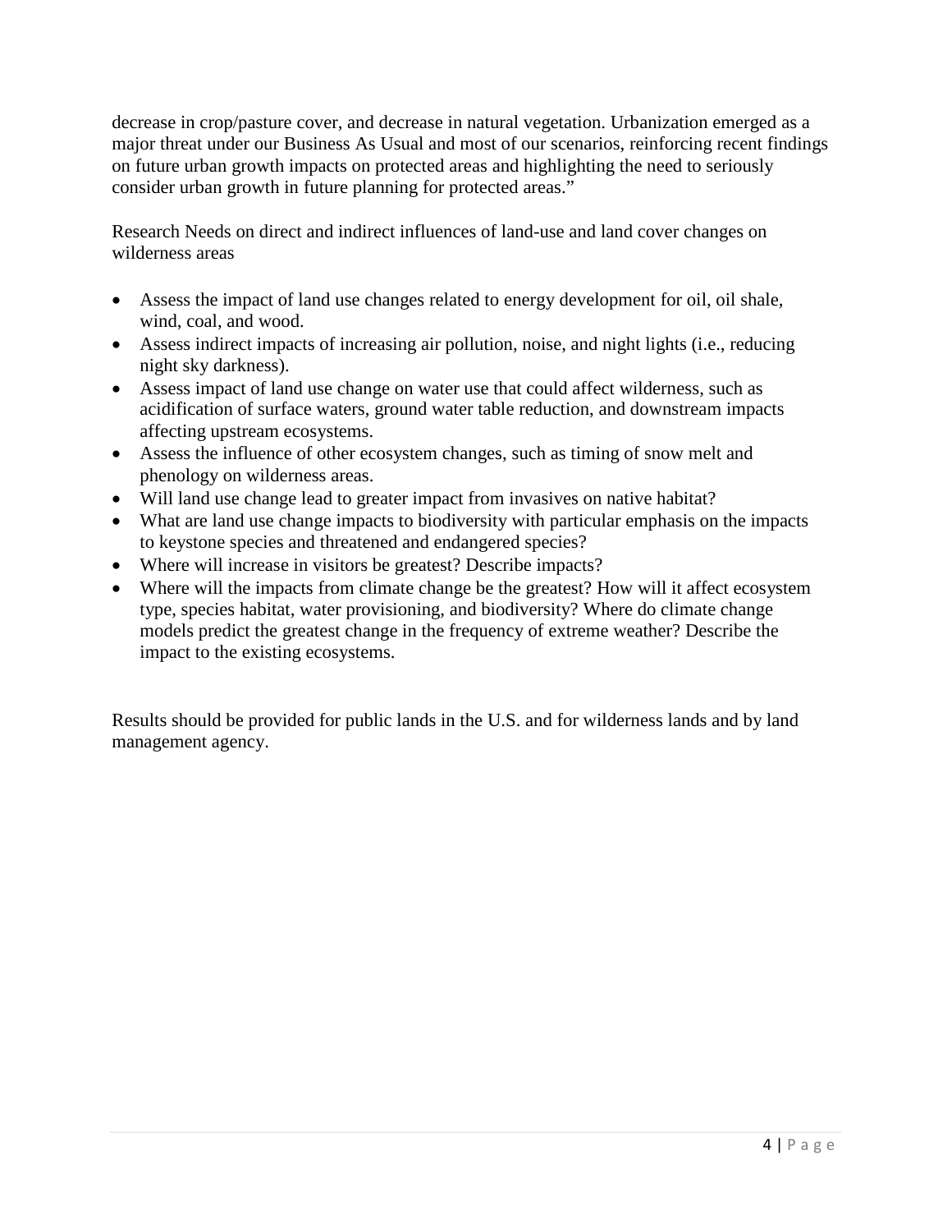decrease in crop/pasture cover, and decrease in natural vegetation. Urbanization emerged as a major threat under our Business As Usual and most of our scenarios, reinforcing recent findings on future urban growth impacts on protected areas and highlighting the need to seriously consider urban growth in future planning for protected areas."

Research Needs on direct and indirect influences of land-use and land cover changes on wilderness areas

- Assess the impact of land use changes related to energy development for oil, oil shale, wind, coal, and wood.
- Assess indirect impacts of increasing air pollution, noise, and night lights (i.e., reducing night sky darkness).
- Assess impact of land use change on water use that could affect wilderness, such as acidification of surface waters, ground water table reduction, and downstream impacts affecting upstream ecosystems.
- Assess the influence of other ecosystem changes, such as timing of snow melt and phenology on wilderness areas.
- Will land use change lead to greater impact from invasives on native habitat?
- What are land use change impacts to biodiversity with particular emphasis on the impacts to keystone species and threatened and endangered species?
- Where will increase in visitors be greatest? Describe impacts?
- Where will the impacts from climate change be the greatest? How will it affect ecosystem type, species habitat, water provisioning, and biodiversity? Where do climate change models predict the greatest change in the frequency of extreme weather? Describe the impact to the existing ecosystems.

Results should be provided for public lands in the U.S. and for wilderness lands and by land management agency.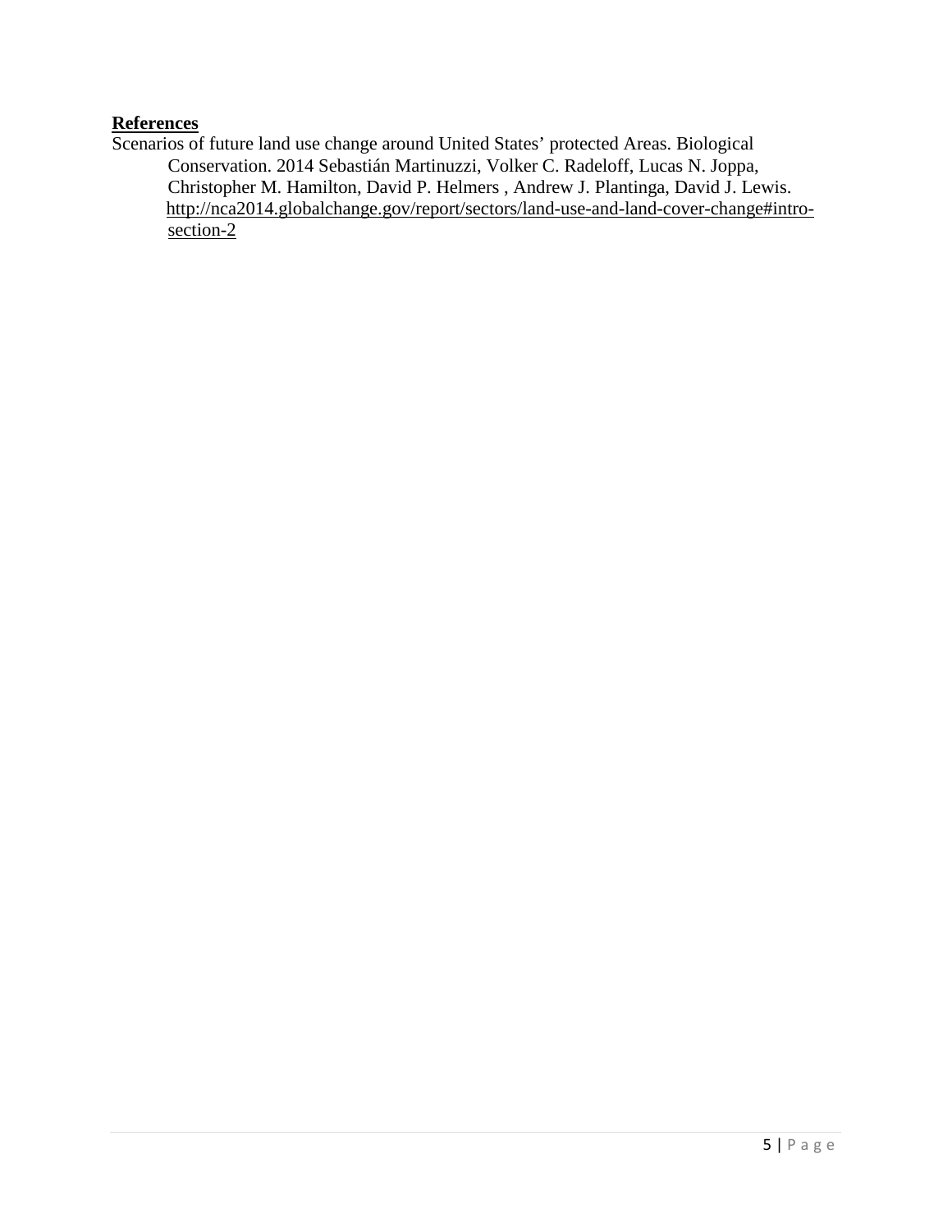**References**

Scenarios of future land use change around United States' protected Areas. Biological Conservation. 2014 Sebastián Martinuzzi, Volker C. Radeloff, Lucas N. Joppa, Christopher M. Hamilton, David P. Helmers , Andrew J. Plantinga, David J. Lewis.

http://nca2014.globalchange.gov/report/sectors/land-use-and-land-cover-change#intro-section-2